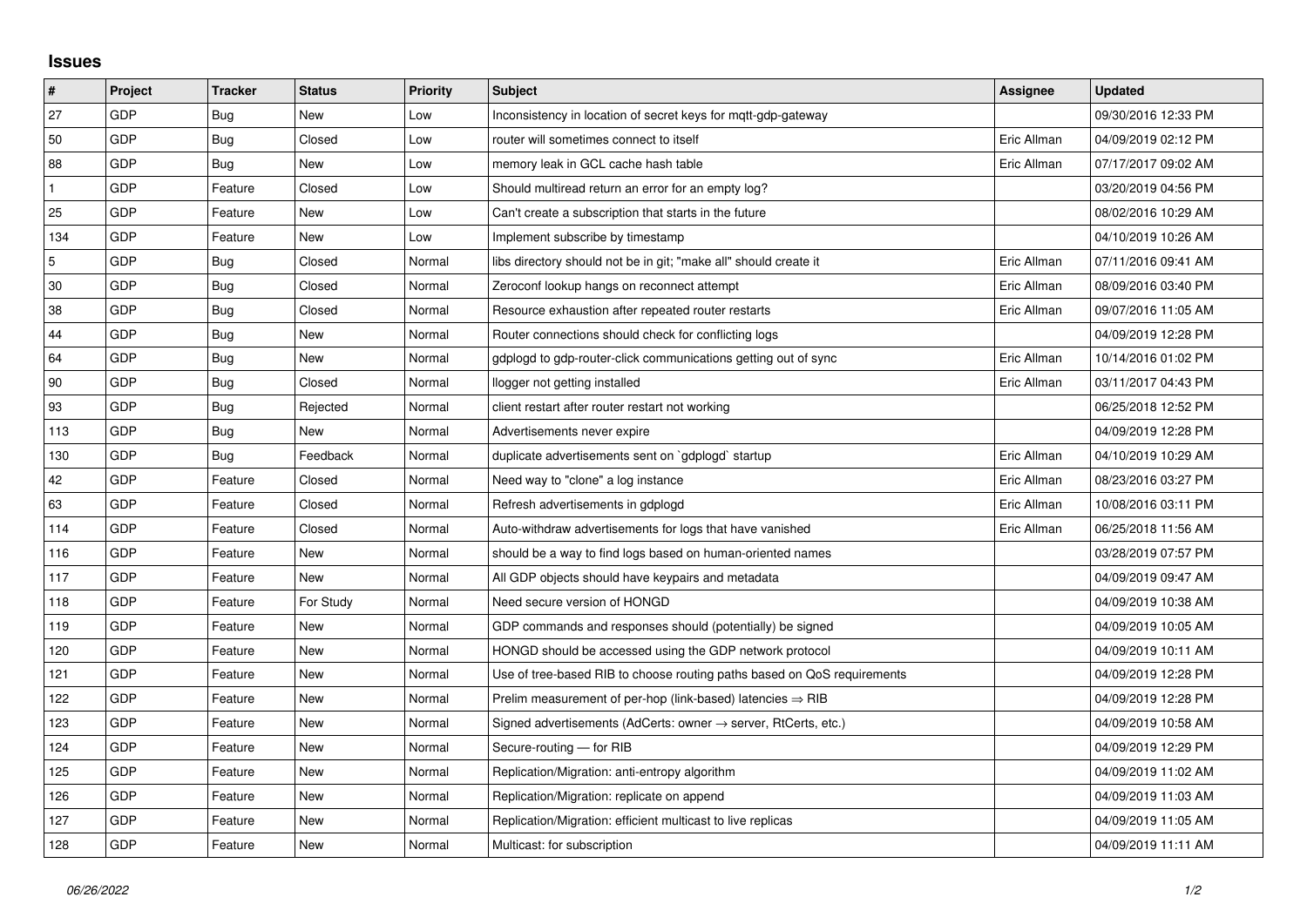## Issues

| # | Project | Tracker | Status | Priority | Subject | Assignee | Updated |
|---|---|---|---|---|---|---|---|
| 27 | GDP | Bug | New | Low | Inconsistency in location of secret keys for mqtt-gdp-gateway | | 09/30/2016 12:33 PM |
| 50 | GDP | Bug | Closed | Low | router will sometimes connect to itself | Eric Allman | 04/09/2019 02:12 PM |
| 88 | GDP | Bug | New | Low | memory leak in GCL cache hash table | Eric Allman | 07/17/2017 09:02 AM |
| 1 | GDP | Feature | Closed | Low | Should multiread return an error for an empty log? | | 03/20/2019 04:56 PM |
| 25 | GDP | Feature | New | Low | Can't create a subscription that starts in the future | | 08/02/2016 10:29 AM |
| 134 | GDP | Feature | New | Low | Implement subscribe by timestamp | | 04/10/2019 10:26 AM |
| 5 | GDP | Bug | Closed | Normal | libs directory should not be in git; "make all" should create it | Eric Allman | 07/11/2016 09:41 AM |
| 30 | GDP | Bug | Closed | Normal | Zeroconf lookup hangs on reconnect attempt | Eric Allman | 08/09/2016 03:40 PM |
| 38 | GDP | Bug | Closed | Normal | Resource exhaustion after repeated router restarts | Eric Allman | 09/07/2016 11:05 AM |
| 44 | GDP | Bug | New | Normal | Router connections should check for conflicting logs | | 04/09/2019 12:28 PM |
| 64 | GDP | Bug | New | Normal | gdplogd to gdp-router-click communications getting out of sync | Eric Allman | 10/14/2016 01:02 PM |
| 90 | GDP | Bug | Closed | Normal | llogger not getting installed | Eric Allman | 03/11/2017 04:43 PM |
| 93 | GDP | Bug | Rejected | Normal | client restart after router restart not working | | 06/25/2018 12:52 PM |
| 113 | GDP | Bug | New | Normal | Advertisements never expire | | 04/09/2019 12:28 PM |
| 130 | GDP | Bug | Feedback | Normal | duplicate advertisements sent on `gdplogd` startup | Eric Allman | 04/10/2019 10:29 AM |
| 42 | GDP | Feature | Closed | Normal | Need way to "clone" a log instance | Eric Allman | 08/23/2016 03:27 PM |
| 63 | GDP | Feature | Closed | Normal | Refresh advertisements in gdplogd | Eric Allman | 10/08/2016 03:11 PM |
| 114 | GDP | Feature | Closed | Normal | Auto-withdraw advertisements for logs that have vanished | Eric Allman | 06/25/2018 11:56 AM |
| 116 | GDP | Feature | New | Normal | should be a way to find logs based on human-oriented names | | 03/28/2019 07:57 PM |
| 117 | GDP | Feature | New | Normal | All GDP objects should have keypairs and metadata | | 04/09/2019 09:47 AM |
| 118 | GDP | Feature | For Study | Normal | Need secure version of HONGD | | 04/09/2019 10:38 AM |
| 119 | GDP | Feature | New | Normal | GDP commands and responses should (potentially) be signed | | 04/09/2019 10:05 AM |
| 120 | GDP | Feature | New | Normal | HONGD should be accessed using the GDP network protocol | | 04/09/2019 10:11 AM |
| 121 | GDP | Feature | New | Normal | Use of tree-based RIB to choose routing paths based on QoS requirements | | 04/09/2019 12:28 PM |
| 122 | GDP | Feature | New | Normal | Prelim measurement of per-hop (link-based) latencies ⇒ RIB | | 04/09/2019 12:28 PM |
| 123 | GDP | Feature | New | Normal | Signed advertisements (AdCerts: owner → server, RtCerts, etc.) | | 04/09/2019 10:58 AM |
| 124 | GDP | Feature | New | Normal | Secure-routing — for RIB | | 04/09/2019 12:29 PM |
| 125 | GDP | Feature | New | Normal | Replication/Migration: anti-entropy algorithm | | 04/09/2019 11:02 AM |
| 126 | GDP | Feature | New | Normal | Replication/Migration: replicate on append | | 04/09/2019 11:03 AM |
| 127 | GDP | Feature | New | Normal | Replication/Migration: efficient multicast to live replicas | | 04/09/2019 11:05 AM |
| 128 | GDP | Feature | New | Normal | Multicast: for subscription | | 04/09/2019 11:11 AM |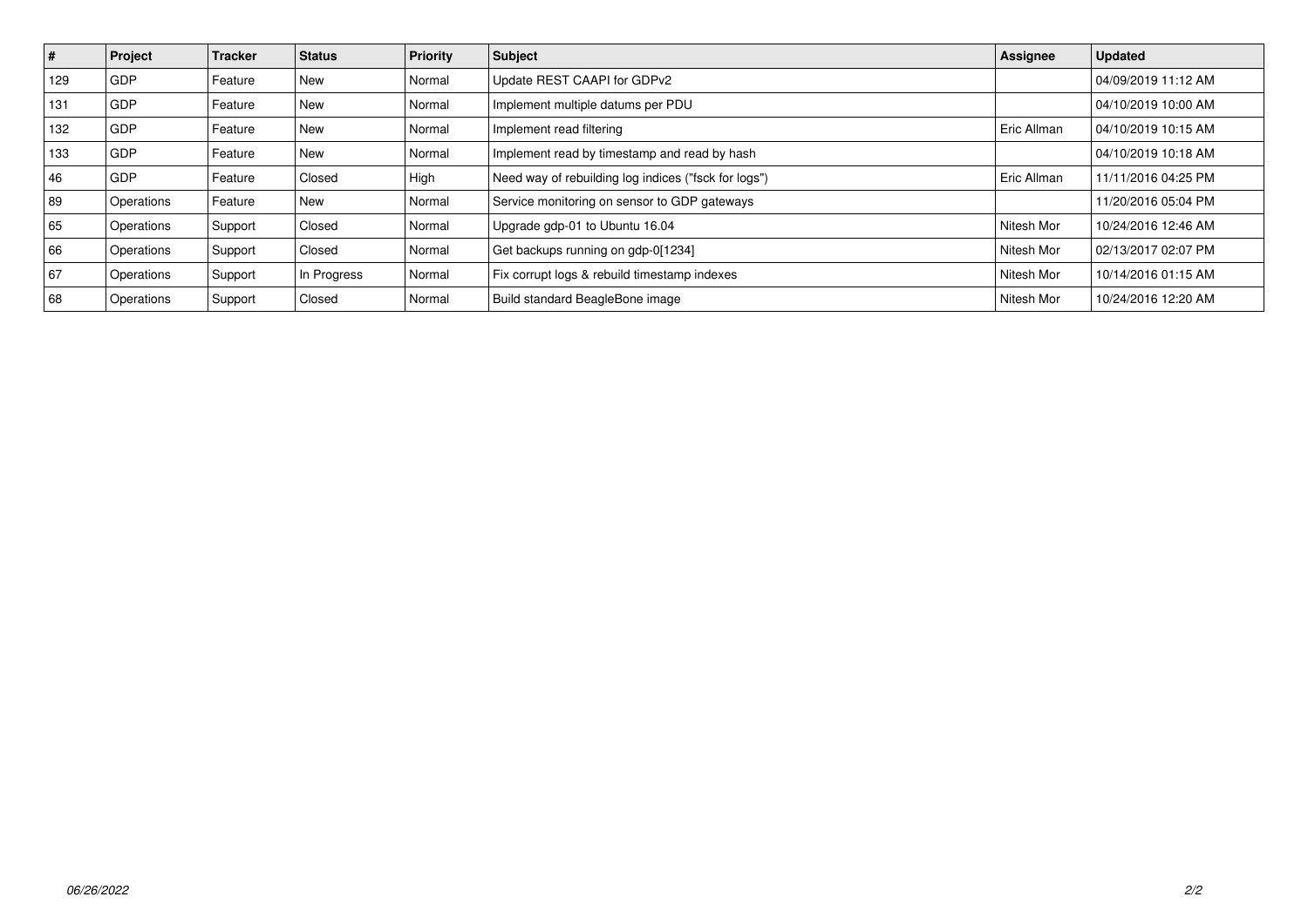| # | Project | Tracker | Status | Priority | Subject | Assignee | Updated |
|---|---|---|---|---|---|---|---|
| 129 | GDP | Feature | New | Normal | Update REST CAAPI for GDPv2 | | 04/09/2019 11:12 AM |
| 131 | GDP | Feature | New | Normal | Implement multiple datums per PDU | | 04/10/2019 10:00 AM |
| 132 | GDP | Feature | New | Normal | Implement read filtering | Eric Allman | 04/10/2019 10:15 AM |
| 133 | GDP | Feature | New | Normal | Implement read by timestamp and read by hash | | 04/10/2019 10:18 AM |
| 46 | GDP | Feature | Closed | High | Need way of rebuilding log indices ("fsck for logs") | Eric Allman | 11/11/2016 04:25 PM |
| 89 | Operations | Feature | New | Normal | Service monitoring on sensor to GDP gateways | | 11/20/2016 05:04 PM |
| 65 | Operations | Support | Closed | Normal | Upgrade gdp-01 to Ubuntu 16.04 | Nitesh Mor | 10/24/2016 12:46 AM |
| 66 | Operations | Support | Closed | Normal | Get backups running on gdp-0[1234] | Nitesh Mor | 02/13/2017 02:07 PM |
| 67 | Operations | Support | In Progress | Normal | Fix corrupt logs & rebuild timestamp indexes | Nitesh Mor | 10/14/2016 01:15 AM |
| 68 | Operations | Support | Closed | Normal | Build standard BeagleBone image | Nitesh Mor | 10/24/2016 12:20 AM |

*06/26/2022*